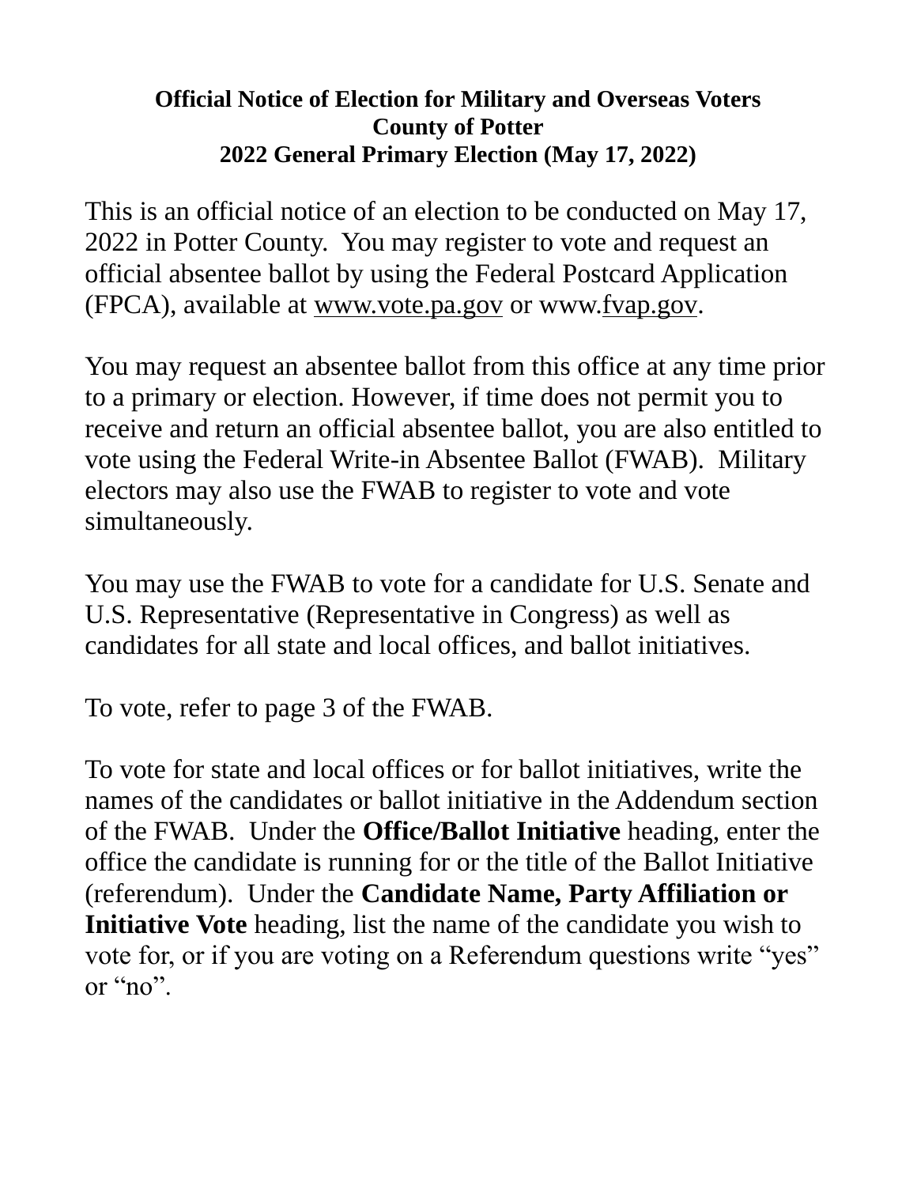# Official Notice of Election for Military and Overseas Voters
## County of Potter
## 2022 General Primary Election (May 17, 2022)

This is an official notice of an election to be conducted on May 17, 2022 in Potter County. You may register to vote and request an official absentee ballot by using the Federal Postcard Application (FPCA), available at www.vote.pa.gov or www.fvap.gov.

You may request an absentee ballot from this office at any time prior to a primary or election. However, if time does not permit you to receive and return an official absentee ballot, you are also entitled to vote using the Federal Write-in Absentee Ballot (FWAB). Military electors may also use the FWAB to register to vote and vote simultaneously.

You may use the FWAB to vote for a candidate for U.S. Senate and U.S. Representative (Representative in Congress) as well as candidates for all state and local offices, and ballot initiatives.

To vote, refer to page 3 of the FWAB.

To vote for state and local offices or for ballot initiatives, write the names of the candidates or ballot initiative in the Addendum section of the FWAB. Under the **Office/Ballot Initiative** heading, enter the office the candidate is running for or the title of the Ballot Initiative (referendum). Under the **Candidate Name, Party Affiliation or Initiative Vote** heading, list the name of the candidate you wish to vote for, or if you are voting on a Referendum questions write "yes" or "no".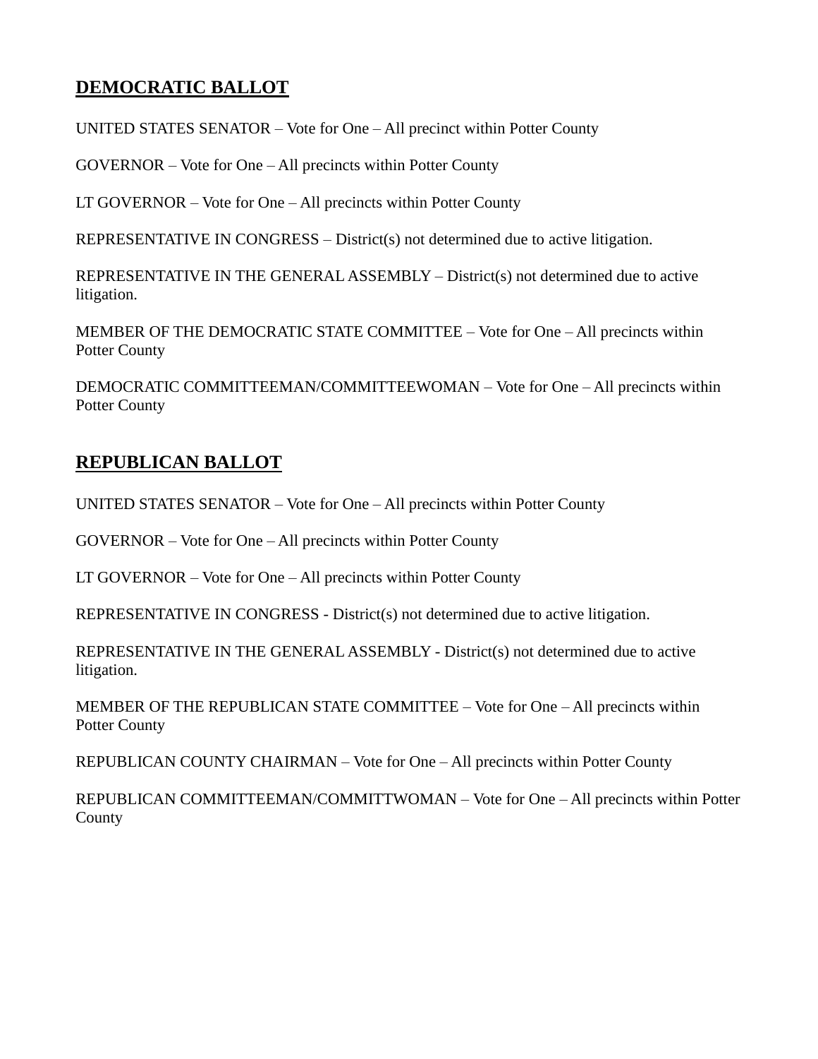## **DEMOCRATIC BALLOT**

UNITED STATES SENATOR – Vote for One – All precinct within Potter County

GOVERNOR – Vote for One – All precincts within Potter County

LT GOVERNOR – Vote for One – All precincts within Potter County

REPRESENTATIVE IN CONGRESS – District(s) not determined due to active litigation.

REPRESENTATIVE IN THE GENERAL ASSEMBLY – District(s) not determined due to active litigation.

MEMBER OF THE DEMOCRATIC STATE COMMITTEE – Vote for One – All precincts within Potter County

DEMOCRATIC COMMITTEEMAN/COMMITTEEWOMAN – Vote for One – All precincts within Potter County

## **REPUBLICAN BALLOT**

UNITED STATES SENATOR – Vote for One – All precincts within Potter County

GOVERNOR – Vote for One – All precincts within Potter County

LT GOVERNOR – Vote for One – All precincts within Potter County

REPRESENTATIVE IN CONGRESS - District(s) not determined due to active litigation.

REPRESENTATIVE IN THE GENERAL ASSEMBLY - District(s) not determined due to active litigation.

MEMBER OF THE REPUBLICAN STATE COMMITTEE – Vote for One – All precincts within Potter County

REPUBLICAN COUNTY CHAIRMAN – Vote for One – All precincts within Potter County

REPUBLICAN COMMITTEEMAN/COMMITTWOMAN – Vote for One – All precincts within Potter County